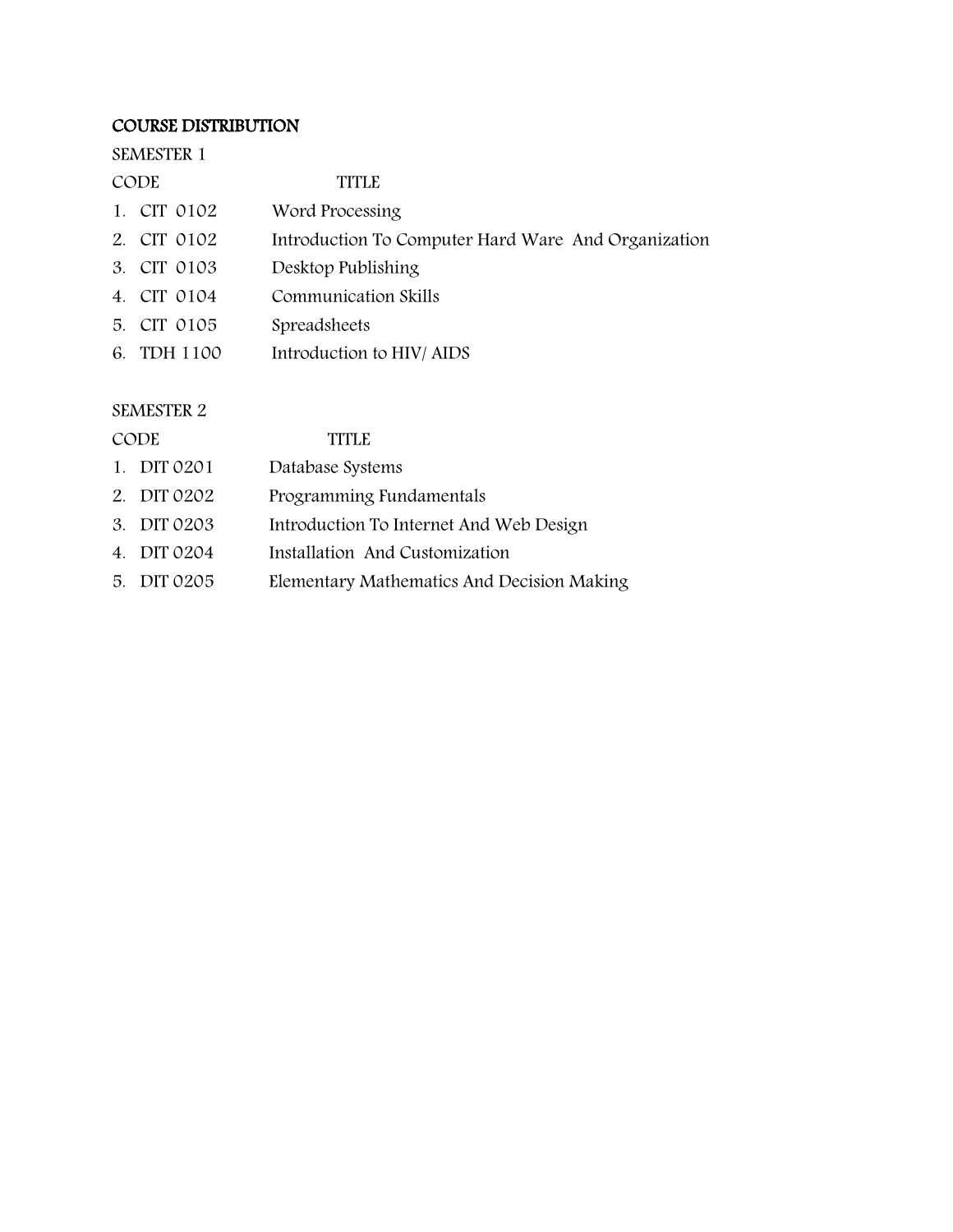## COURSE DISTRIBUTION

SEMESTER 1

| CODE | TITLE |
|---|---|
| 1. CIT 0102 | Word Processing |
| 2. CIT 0102 | Introduction To Computer Hard Ware And Organization |
| 3. CIT 0103 | Desktop Publishing |
| 4. CIT 0104 | Communication Skills |
| 5. CIT 0105 | Spreadsheets |
| 6. TDH 1100 | Introduction to HIV/ AIDS |

SEMESTER 2

| CODE | TITLE |
|---|---|
| 1. DIT 0201 | Database Systems |
| 2. DIT 0202 | Programming Fundamentals |
| 3. DIT 0203 | Introduction To Internet And Web Design |
| 4. DIT 0204 | Installation And Customization |
| 5. DIT 0205 | Elementary Mathematics And Decision Making |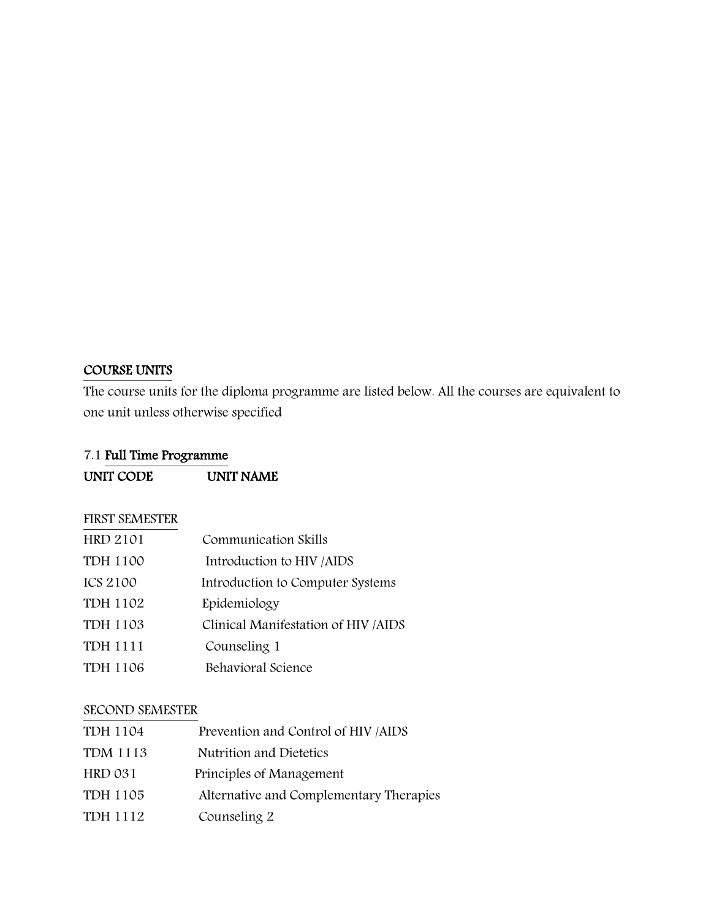## COURSE UNITS

The course units for the diploma programme are listed below. All the courses are equivalent to one unit unless otherwise specified

### 7.1 Full Time Programme

| UNIT CODE | UNIT NAME |
|---|---|
| FIRST SEMESTER | |
| HRD 2101 | Communication Skills |
| TDH 1100 | Introduction to HIV /AIDS |
| ICS 2100 | Introduction to Computer Systems |
| TDH 1102 | Epidemiology |
| TDH 1103 | Clinical Manifestation of HIV /AIDS |
| TDH 1111 | Counseling 1 |
| TDH 1106 | Behavioral Science |
| SECOND SEMESTER | |
| TDH 1104 | Prevention and Control of HIV /AIDS |
| TDM 1113 | Nutrition and Dietetics |
| HRD 031 | Principles of Management |
| TDH 1105 | Alternative and Complementary Therapies |
| TDH 1112 | Counseling 2 |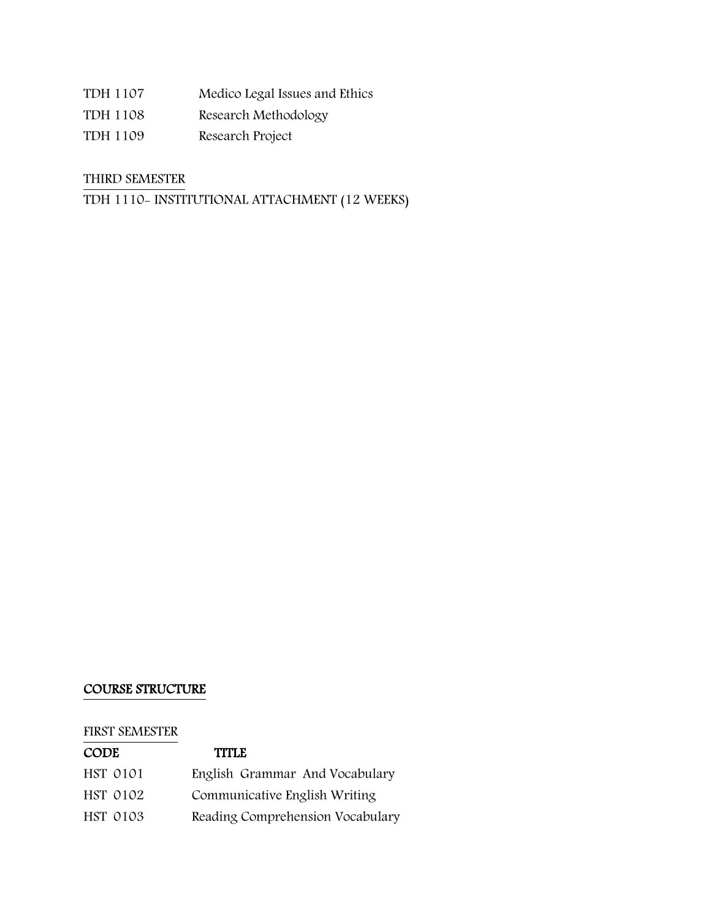| | |
|---|---|
| TDH 1107 | Medico Legal Issues and Ethics |
| TDH 1108 | Research Methodology |
| TDH 1109 | Research Project |

THIRD SEMESTER

TDH 1110- INSTITUTIONAL ATTACHMENT (12 WEEKS)

## COURSE STRUCTURE

FIRST SEMESTER

| CODE | TITLE |
|---|---|
| HST 0101 | English Grammar And Vocabulary |
| HST 0102 | Communicative English Writing |
| HST 0103 | Reading Comprehension Vocabulary |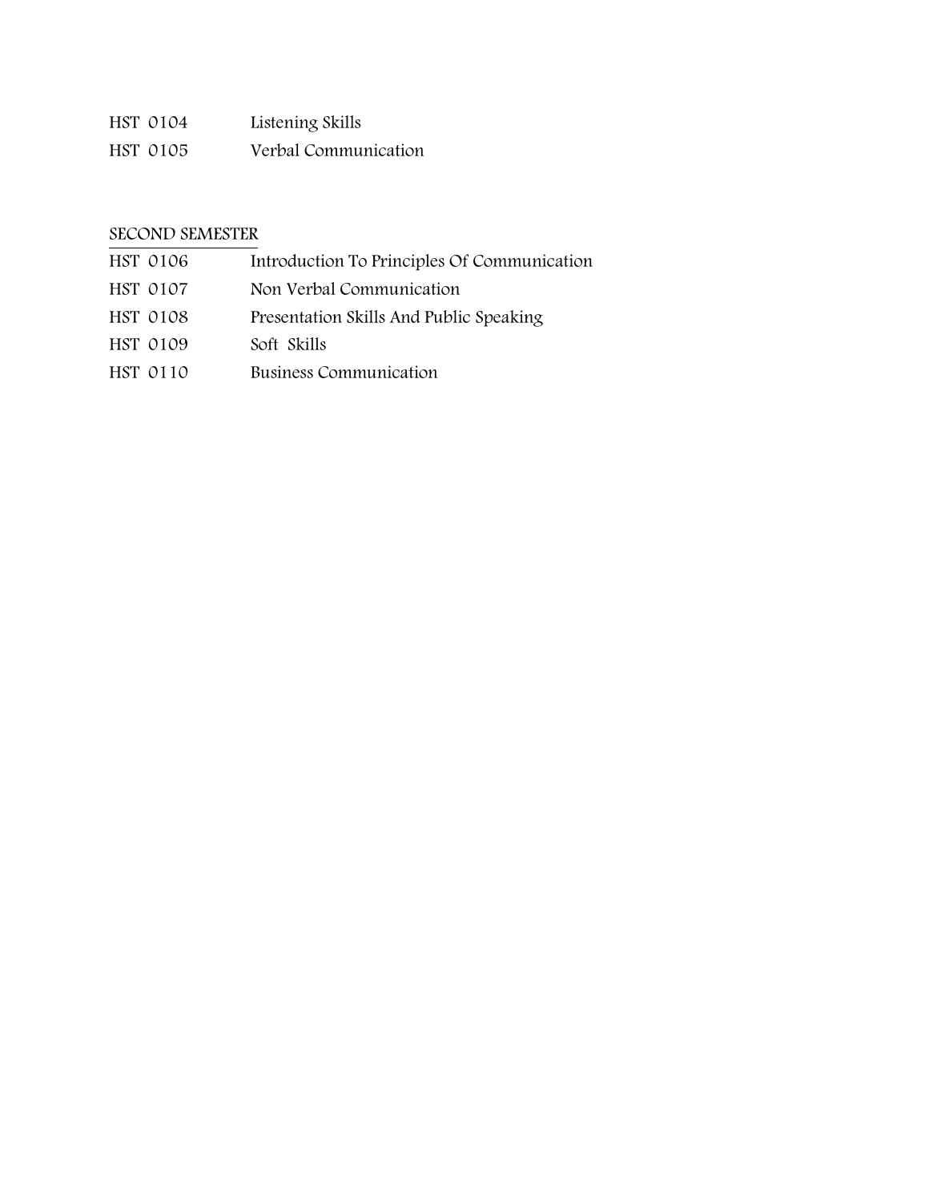HST 0104 Listening Skills

HST 0105 Verbal Communication

SECOND SEMESTER

HST 0106 Introduction To Principles Of Communication

HST 0107 Non Verbal Communication

HST 0108 Presentation Skills And Public Speaking

HST 0109 Soft Skills

HST 0110 Business Communication